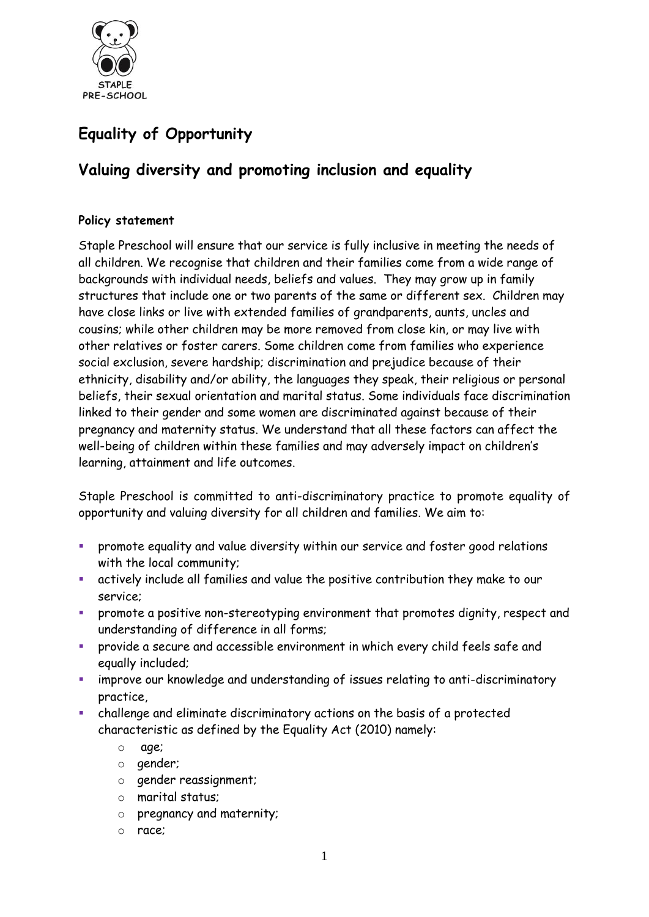STAPLE PRE-SCHOOL

# Equality of Opportunity

## Valuing diversity and promoting inclusion and equality

**Policy statement**

Staple Preschool will ensure that our service is fully inclusive in meeting the needs of all children. We recognise that children and their families come from a wide range of backgrounds with individual needs, beliefs and values. They may grow up in family structures that include one or two parents of the same or different sex. Children may have close links or live with extended families of grandparents, aunts, uncles and cousins; while other children may be more removed from close kin, or may live with other relatives or foster carers. Some children come from families who experience social exclusion, severe hardship; discrimination and prejudice because of their ethnicity, disability and/or ability, the languages they speak, their religious or personal beliefs, their sexual orientation and marital status. Some individuals face discrimination linked to their gender and some women are discriminated against because of their pregnancy and maternity status. We understand that all these factors can affect the well-being of children within these families and may adversely impact on children's learning, attainment and life outcomes.

Staple Preschool is committed to anti-discriminatory practice to promote equality of opportunity and valuing diversity for all children and families. We aim to:

- promote equality and value diversity within our service and foster good relations with the local community;
- actively include all families and value the positive contribution they make to our service;
- promote a positive non-stereotyping environment that promotes dignity, respect and understanding of difference in all forms;
- provide a secure and accessible environment in which every child feels safe and equally included;
- improve our knowledge and understanding of issues relating to anti-discriminatory practice,
- challenge and eliminate discriminatory actions on the basis of a protected characteristic as defined by the Equality Act (2010) namely:
  - age;
  - gender;
  - gender reassignment;
  - marital status;
  - pregnancy and maternity;
  - race;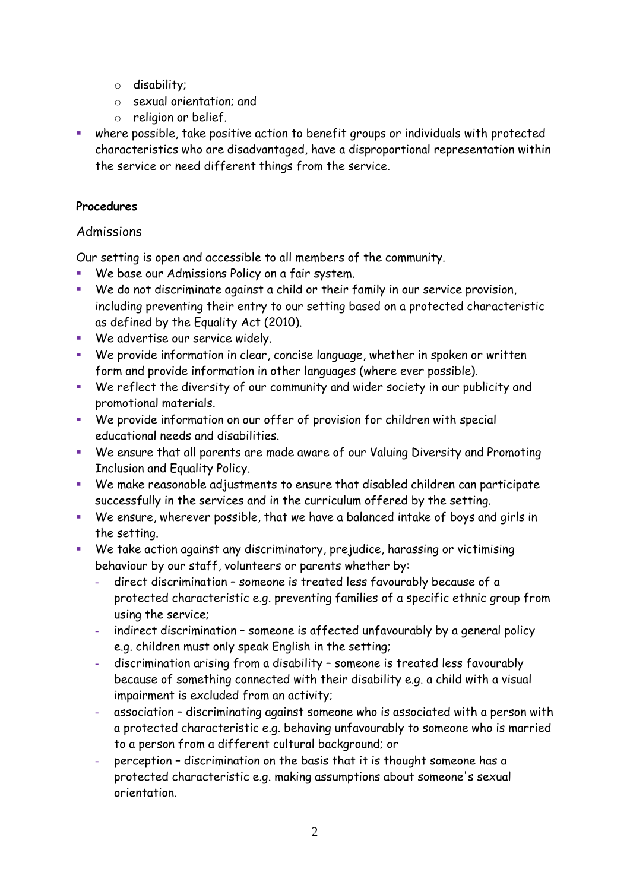- disability;
    - sexual orientation; and
    - religion or belief.
- where possible, take positive action to benefit groups or individuals with protected characteristics who are disadvantaged, have a disproportional representation within the service or need different things from the service.

**Procedures**

## Admissions

Our setting is open and accessible to all members of the community.

- We base our Admissions Policy on a fair system.
- We do not discriminate against a child or their family in our service provision, including preventing their entry to our setting based on a protected characteristic as defined by the Equality Act (2010).
- We advertise our service widely.
- We provide information in clear, concise language, whether in spoken or written form and provide information in other languages (where ever possible).
- We reflect the diversity of our community and wider society in our publicity and promotional materials.
- We provide information on our offer of provision for children with special educational needs and disabilities.
- We ensure that all parents are made aware of our Valuing Diversity and Promoting Inclusion and Equality Policy.
- We make reasonable adjustments to ensure that disabled children can participate successfully in the services and in the curriculum offered by the setting.
- We ensure, wherever possible, that we have a balanced intake of boys and girls in the setting.
- We take action against any discriminatory, prejudice, harassing or victimising behaviour by our staff, volunteers or parents whether by:
    - direct discrimination – someone is treated less favourably because of a protected characteristic e.g. preventing families of a specific ethnic group from using the service;
    - indirect discrimination – someone is affected unfavourably by a general policy e.g. children must only speak English in the setting;
    - discrimination arising from a disability – someone is treated less favourably because of something connected with their disability e.g. a child with a visual impairment is excluded from an activity;
    - association – discriminating against someone who is associated with a person with a protected characteristic e.g. behaving unfavourably to someone who is married to a person from a different cultural background; or
    - perception – discrimination on the basis that it is thought someone has a protected characteristic e.g. making assumptions about someone's sexual orientation.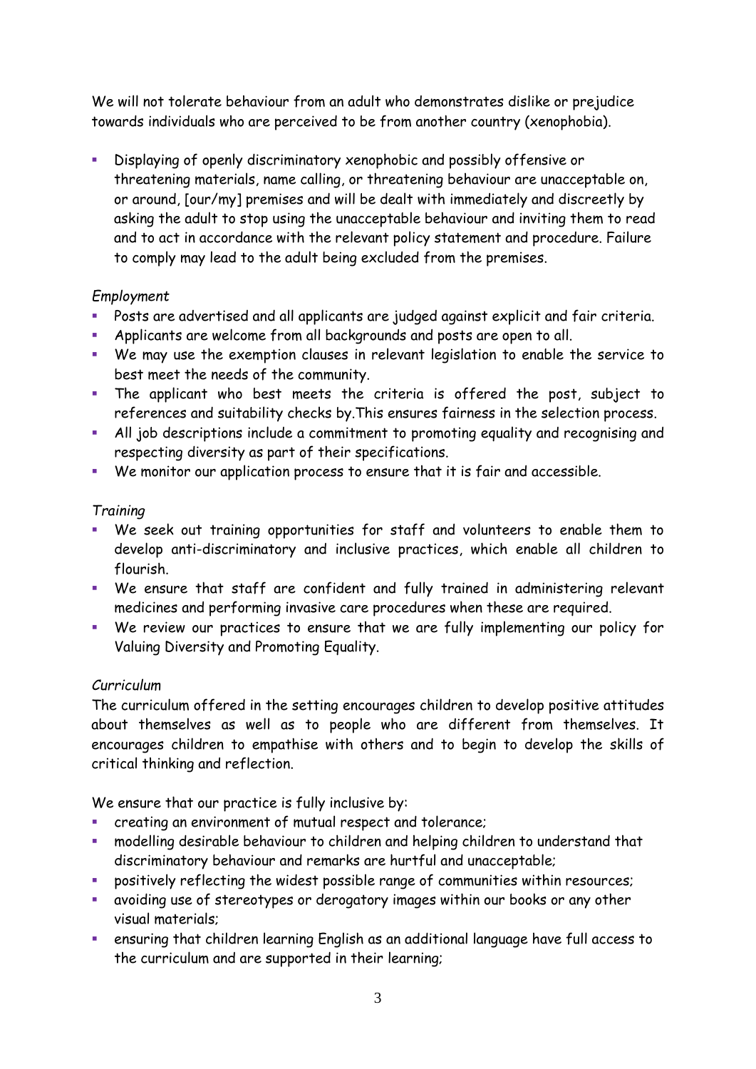We will not tolerate behaviour from an adult who demonstrates dislike or prejudice towards individuals who are perceived to be from another country (xenophobia).

- Displaying of openly discriminatory xenophobic and possibly offensive or threatening materials, name calling, or threatening behaviour are unacceptable on, or around, [our/my] premises and will be dealt with immediately and discreetly by asking the adult to stop using the unacceptable behaviour and inviting them to read and to act in accordance with the relevant policy statement and procedure. Failure to comply may lead to the adult being excluded from the premises.

*Employment*

- Posts are advertised and all applicants are judged against explicit and fair criteria.
- Applicants are welcome from all backgrounds and posts are open to all.
- We may use the exemption clauses in relevant legislation to enable the service to best meet the needs of the community.
- The applicant who best meets the criteria is offered the post, subject to references and suitability checks by.This ensures fairness in the selection process.
- All job descriptions include a commitment to promoting equality and recognising and respecting diversity as part of their specifications.
- We monitor our application process to ensure that it is fair and accessible.

*Training*

- We seek out training opportunities for staff and volunteers to enable them to develop anti-discriminatory and inclusive practices, which enable all children to flourish.
- We ensure that staff are confident and fully trained in administering relevant medicines and performing invasive care procedures when these are required.
- We review our practices to ensure that we are fully implementing our policy for Valuing Diversity and Promoting Equality.

*Curriculum*

The curriculum offered in the setting encourages children to develop positive attitudes about themselves as well as to people who are different from themselves. It encourages children to empathise with others and to begin to develop the skills of critical thinking and reflection.

We ensure that our practice is fully inclusive by:

- creating an environment of mutual respect and tolerance;
- modelling desirable behaviour to children and helping children to understand that discriminatory behaviour and remarks are hurtful and unacceptable;
- positively reflecting the widest possible range of communities within resources;
- avoiding use of stereotypes or derogatory images within our books or any other visual materials;
- ensuring that children learning English as an additional language have full access to the curriculum and are supported in their learning;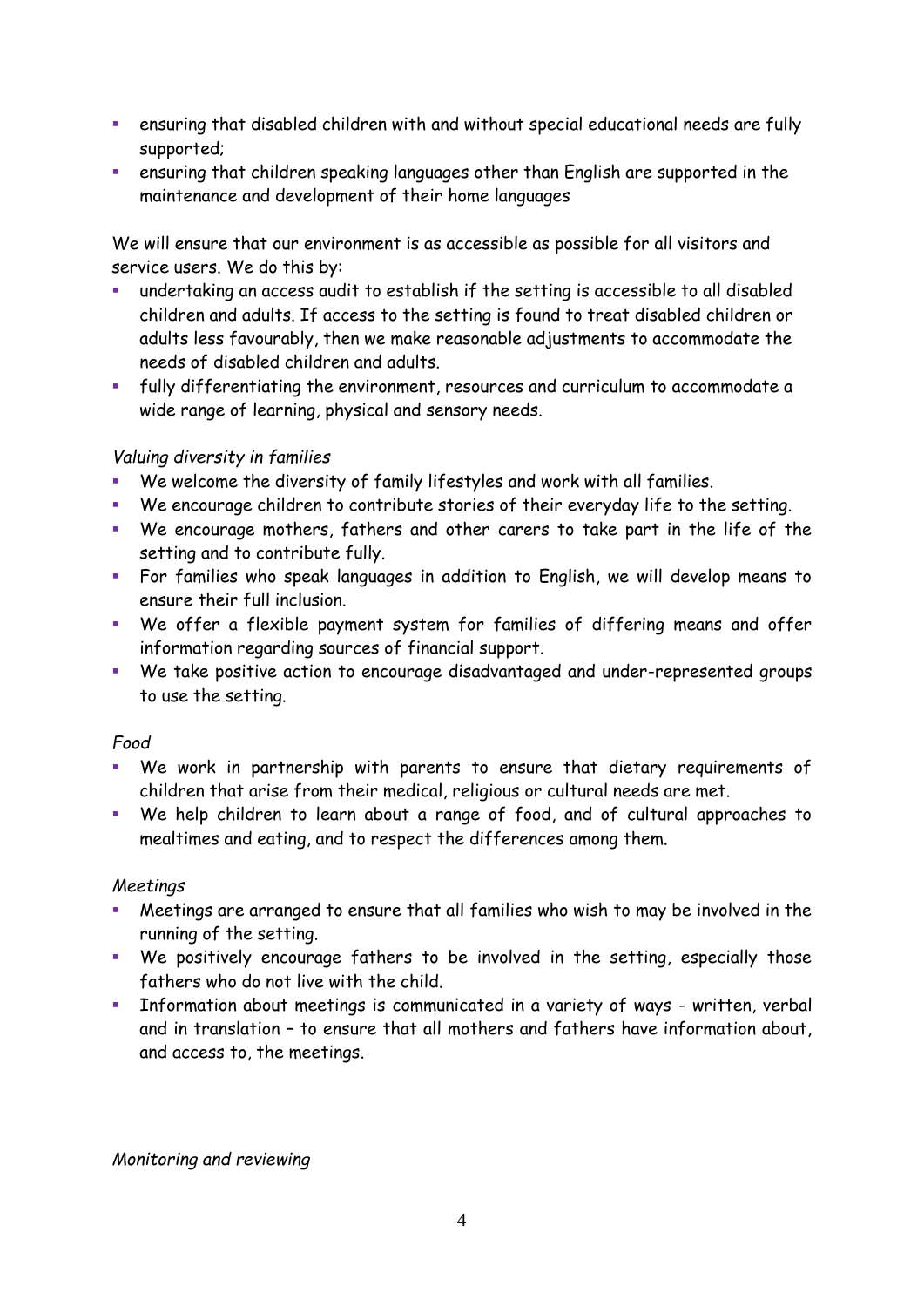- ensuring that disabled children with and without special educational needs are fully supported;
- ensuring that children speaking languages other than English are supported in the maintenance and development of their home languages

We will ensure that our environment is as accessible as possible for all visitors and service users. We do this by:

- undertaking an access audit to establish if the setting is accessible to all disabled children and adults. If access to the setting is found to treat disabled children or adults less favourably, then we make reasonable adjustments to accommodate the needs of disabled children and adults.
- fully differentiating the environment, resources and curriculum to accommodate a wide range of learning, physical and sensory needs.

*Valuing diversity in families*

- We welcome the diversity of family lifestyles and work with all families.
- We encourage children to contribute stories of their everyday life to the setting.
- We encourage mothers, fathers and other carers to take part in the life of the setting and to contribute fully.
- For families who speak languages in addition to English, we will develop means to ensure their full inclusion.
- We offer a flexible payment system for families of differing means and offer information regarding sources of financial support.
- We take positive action to encourage disadvantaged and under-represented groups to use the setting.

*Food*

- We work in partnership with parents to ensure that dietary requirements of children that arise from their medical, religious or cultural needs are met.
- We help children to learn about a range of food, and of cultural approaches to mealtimes and eating, and to respect the differences among them.

*Meetings*

- Meetings are arranged to ensure that all families who wish to may be involved in the running of the setting.
- We positively encourage fathers to be involved in the setting, especially those fathers who do not live with the child.
- Information about meetings is communicated in a variety of ways - written, verbal and in translation – to ensure that all mothers and fathers have information about, and access to, the meetings.

*Monitoring and reviewing*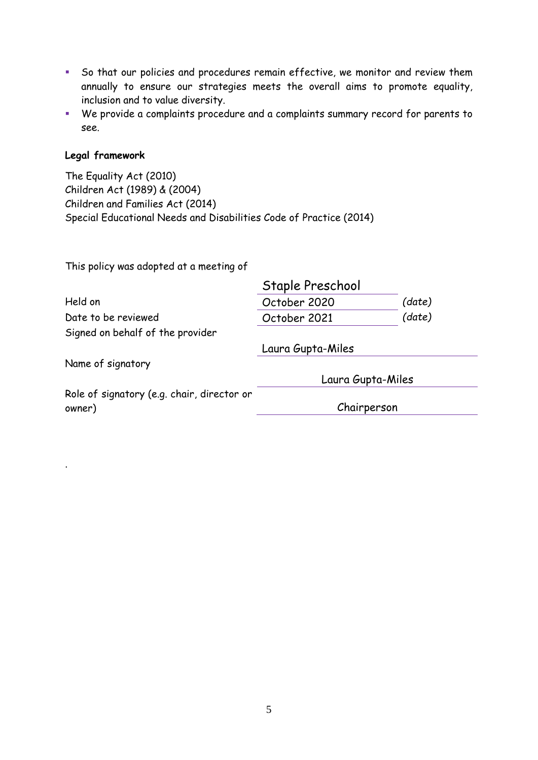- So that our policies and procedures remain effective, we monitor and review them annually to ensure our strategies meets the overall aims to promote equality, inclusion and to value diversity.
- We provide a complaints procedure and a complaints summary record for parents to see.

**Legal framework**

The Equality Act (2010)
Children Act (1989) & (2004)
Children and Families Act (2014)
Special Educational Needs and Disabilities Code of Practice (2014)

This policy was adopted at a meeting of

| | | |
|---|---|---|
| | Staple Preschool | |
| Held on | October 2020 | *(date)* |
| Date to be reviewed | October 2021 | *(date)* |
| Signed on behalf of the provider | Laura Gupta-Miles | |
| Name of signatory | Laura Gupta-Miles | |
| Role of signatory (e.g. chair, director or owner) | Chairperson | |

.